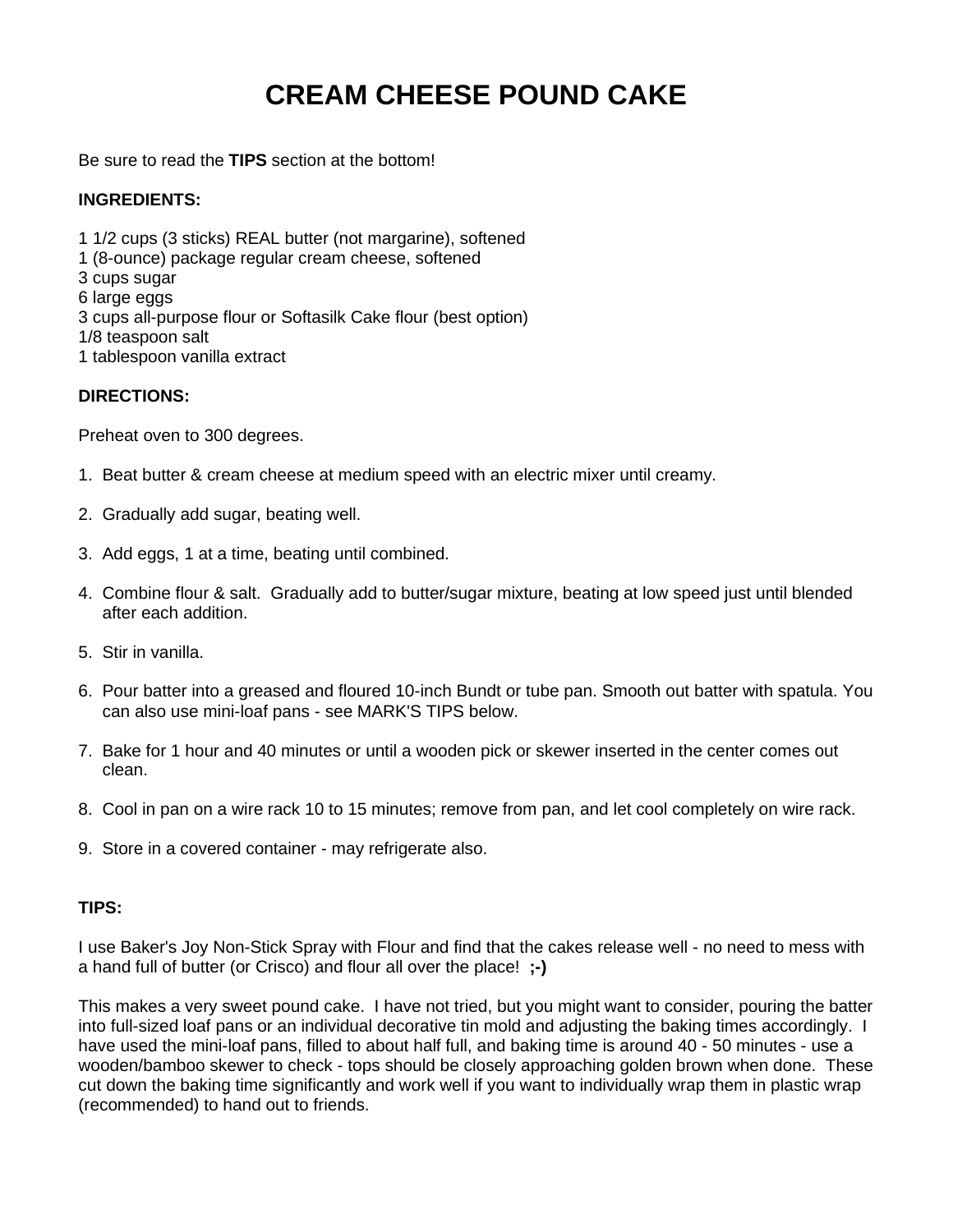# CREAM CHEESE POUND CAKE

Be sure to read the **TIPS** section at the bottom!

**INGREDIENTS:**

1 1/2 cups (3 sticks) REAL butter (not margarine), softened
1 (8-ounce) package regular cream cheese, softened
3 cups sugar
6 large eggs
3 cups all-purpose flour or Softasilk Cake flour (best option)
1/8 teaspoon salt
1 tablespoon vanilla extract

**DIRECTIONS:**

Preheat oven to 300 degrees.

1. Beat butter & cream cheese at medium speed with an electric mixer until creamy.

2. Gradually add sugar, beating well.

3. Add eggs, 1 at a time, beating until combined.

4. Combine flour & salt. Gradually add to butter/sugar mixture, beating at low speed just until blended after each addition.

5. Stir in vanilla.

6. Pour batter into a greased and floured 10-inch Bundt or tube pan. Smooth out batter with spatula. You can also use mini-loaf pans - see MARK'S TIPS below.

7. Bake for 1 hour and 40 minutes or until a wooden pick or skewer inserted in the center comes out clean.

8. Cool in pan on a wire rack 10 to 15 minutes; remove from pan, and let cool completely on wire rack.

9. Store in a covered container - may refrigerate also.

**TIPS:**

I use Baker's Joy Non-Stick Spray with Flour and find that the cakes release well - no need to mess with a hand full of butter (or Crisco) and flour all over the place! **;-)**

This makes a very sweet pound cake. I have not tried, but you might want to consider, pouring the batter into full-sized loaf pans or an individual decorative tin mold and adjusting the baking times accordingly. I have used the mini-loaf pans, filled to about half full, and baking time is around 40 - 50 minutes - use a wooden/bamboo skewer to check - tops should be closely approaching golden brown when done. These cut down the baking time significantly and work well if you want to individually wrap them in plastic wrap (recommended) to hand out to friends.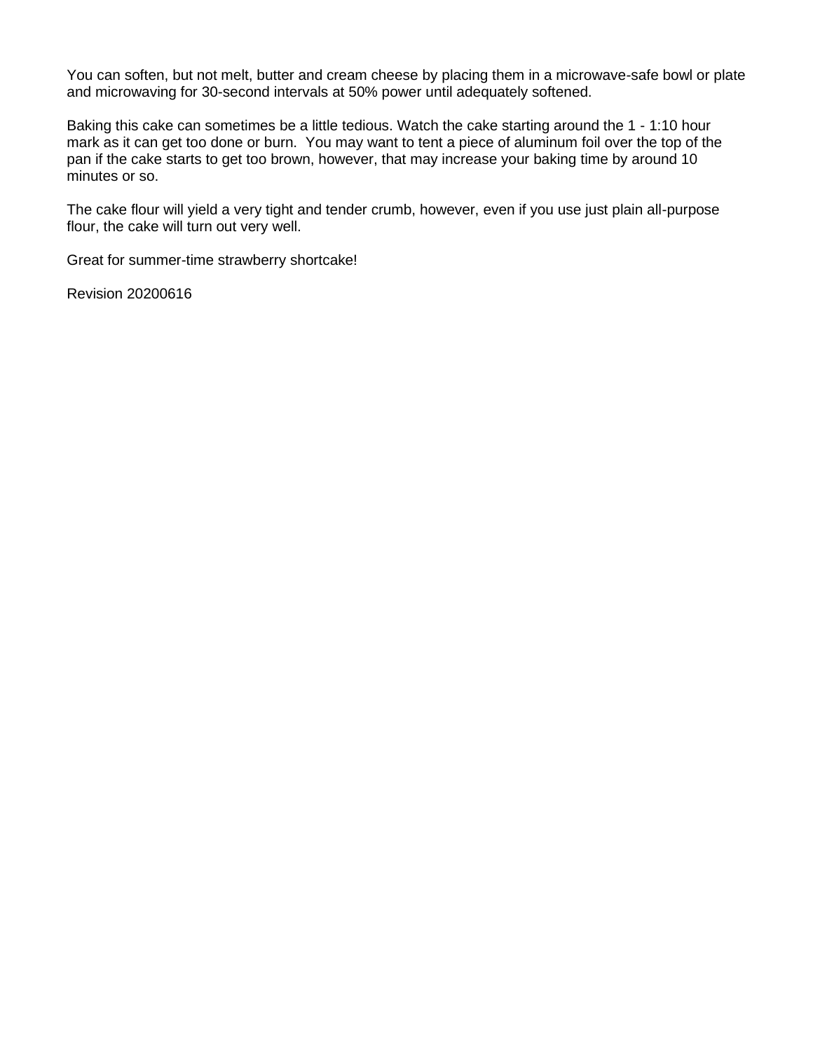You can soften, but not melt, butter and cream cheese by placing them in a microwave-safe bowl or plate and microwaving for 30-second intervals at 50% power until adequately softened.

Baking this cake can sometimes be a little tedious. Watch the cake starting around the 1 - 1:10 hour mark as it can get too done or burn. You may want to tent a piece of aluminum foil over the top of the pan if the cake starts to get too brown, however, that may increase your baking time by around 10 minutes or so.

The cake flour will yield a very tight and tender crumb, however, even if you use just plain all-purpose flour, the cake will turn out very well.

Great for summer-time strawberry shortcake!

Revision 20200616